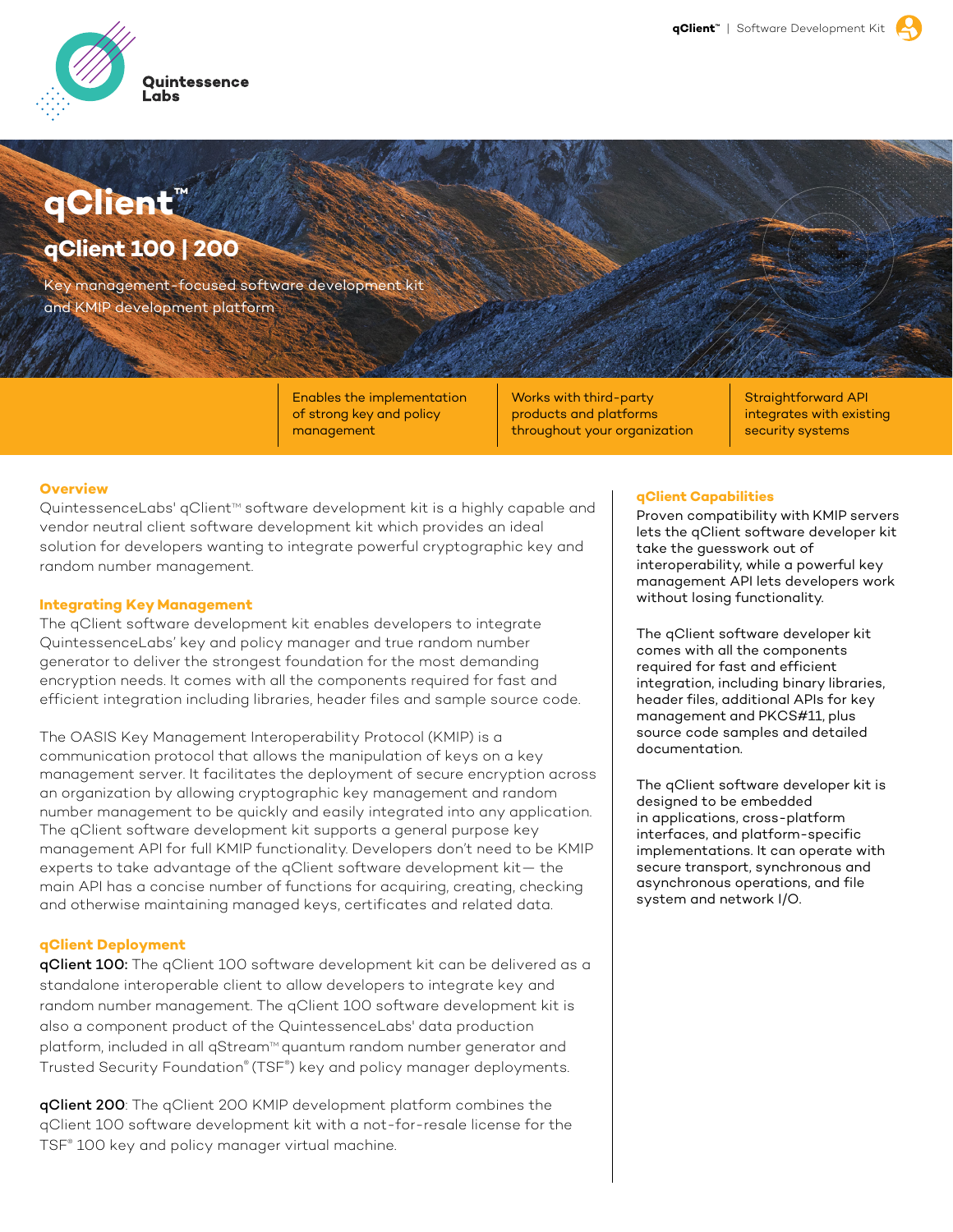Quintessence Labs

# qClient™

## qClient 100 | 200

Key management-focused software development kit and KMIP development platform

- Enables the implementation of strong key and policy management
- Works with third-party products and platforms throughout your organization
- Straightforward API integrates with existing security systems

### Overview

QuintessenceLabs' qClient™ software development kit is a highly capable and vendor neutral client software development kit which provides an ideal solution for developers wanting to integrate powerful cryptographic key and random number management.

### Integrating Key Management

The qClient software development kit enables developers to integrate QuintessenceLabs' key and policy manager and true random number generator to deliver the strongest foundation for the most demanding encryption needs. It comes with all the components required for fast and efficient integration including libraries, header files and sample source code.

The OASIS Key Management Interoperability Protocol (KMIP) is a communication protocol that allows the manipulation of keys on a key management server. It facilitates the deployment of secure encryption across an organization by allowing cryptographic key management and random number management to be quickly and easily integrated into any application. The qClient software development kit supports a general purpose key management API for full KMIP functionality. Developers don't need to be KMIP experts to take advantage of the qClient software development kit— the main API has a concise number of functions for acquiring, creating, checking and otherwise maintaining managed keys, certificates and related data.

### qClient Deployment

**qClient 100:** The qClient 100 software development kit can be delivered as a standalone interoperable client to allow developers to integrate key and random number management. The qClient 100 software development kit is also a component product of the QuintessenceLabs' data production platform, included in all qStream™ quantum random number generator and Trusted Security Foundation® (TSF®) key and policy manager deployments.

**qClient 200**: The qClient 200 KMIP development platform combines the qClient 100 software development kit with a not-for-resale license for the TSF® 100 key and policy manager virtual machine.

### qClient Capabilities

Proven compatibility with KMIP servers lets the qClient software developer kit take the guesswork out of interoperability, while a powerful key management API lets developers work without losing functionality.

The qClient software developer kit comes with all the components required for fast and efficient integration, including binary libraries, header files, additional APIs for key management and PKCS#11, plus source code samples and detailed documentation.

The qClient software developer kit is designed to be embedded in applications, cross-platform interfaces, and platform-specific implementations. It can operate with secure transport, synchronous and asynchronous operations, and file system and network I/O.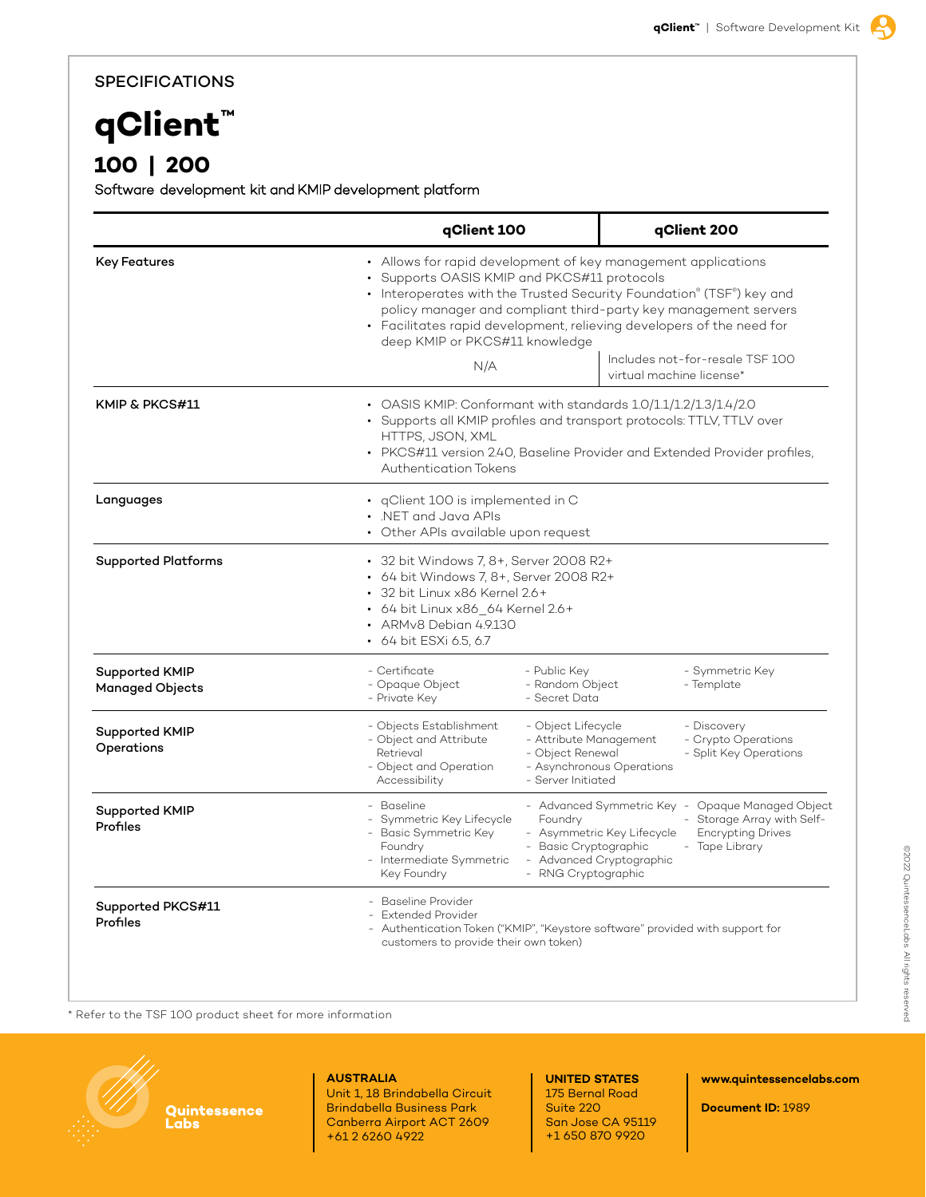SPECIFICATIONS

# qClient™

## 100 | 200

Software development kit and KMIP development platform

| | qClient 100 | qClient 200 |
|---|---|---|
| **Key Features** | • Allows for rapid development of key management applications<br>• Supports OASIS KMIP and PKCS#11 protocols<br>• Interoperates with the Trusted Security Foundation® (TSF®) key and policy manager and compliant third-party key management servers<br>• Facilitates rapid development, relieving developers of the need for deep KMIP or PKCS#11 knowledge | |
| | N/A | Includes not-for-resale TSF 100 virtual machine license* |
| **KMIP & PKCS#11** | • OASIS KMIP: Conformant with standards 1.0/1.1/1.2/1.3/1.4/2.0<br>• Supports all KMIP profiles and transport protocols: TTLV, TTLV over HTTPS, JSON, XML<br>• PKCS#11 version 2.40, Baseline Provider and Extended Provider profiles, Authentication Tokens | |
| **Languages** | • qClient 100 is implemented in C<br>• .NET and Java APIs<br>• Other APIs available upon request | |
| **Supported Platforms** | • 32 bit Windows 7, 8+, Server 2008 R2+<br>• 64 bit Windows 7, 8+, Server 2008 R2+<br>• 32 bit Linux x86 Kernel 2.6+<br>• 64 bit Linux x86_64 Kernel 2.6+<br>• ARMv8 Debian 4.9.130<br>• 64 bit ESXi 6.5, 6.7 | |
| **Supported KMIP Managed Objects** | - Certificate<br>- Opaque Object<br>- Private Key<br>- Public Key<br>- Random Object<br>- Secret Data<br>- Symmetric Key<br>- Template | |
| **Supported KMIP Operations** | - Objects Establishment<br>- Object and Attribute Retrieval<br>- Object and Operation Accessibility<br>- Object Lifecycle<br>- Attribute Management<br>- Object Renewal<br>- Asynchronous Operations<br>- Server Initiated<br>- Discovery<br>- Crypto Operations<br>- Split Key Operations | |
| **Supported KMIP Profiles** | - Baseline<br>- Symmetric Key Lifecycle<br>- Basic Symmetric Key Foundry<br>- Intermediate Symmetric Key Foundry<br>- Advanced Symmetric Key Foundry<br>- Asymmetric Key Lifecycle<br>- Basic Cryptographic<br>- Advanced Cryptographic<br>- RNG Cryptographic<br>- Opaque Managed Object<br>- Storage Array with Self-Encrypting Drives<br>- Tape Library | |
| **Supported PKCS#11 Profiles** | - Baseline Provider<br>- Extended Provider<br>- Authentication Token ("KMIP", "Keystore software" provided with support for customers to provide their own token) | |

\* Refer to the TSF 100 product sheet for more information

©2022 QuintessenceLabs All rights reserved

**Quintessence Labs**

**AUSTRALIA**
Unit 1, 18 Brindabella Circuit
Brindabella Business Park
Canberra Airport ACT 2609
+61 2 6260 4922

**UNITED STATES**
175 Bernal Road
Suite 220
San Jose CA 95119
+1 650 870 9920

**www.quintessencelabs.com**

**Document ID:** 1989